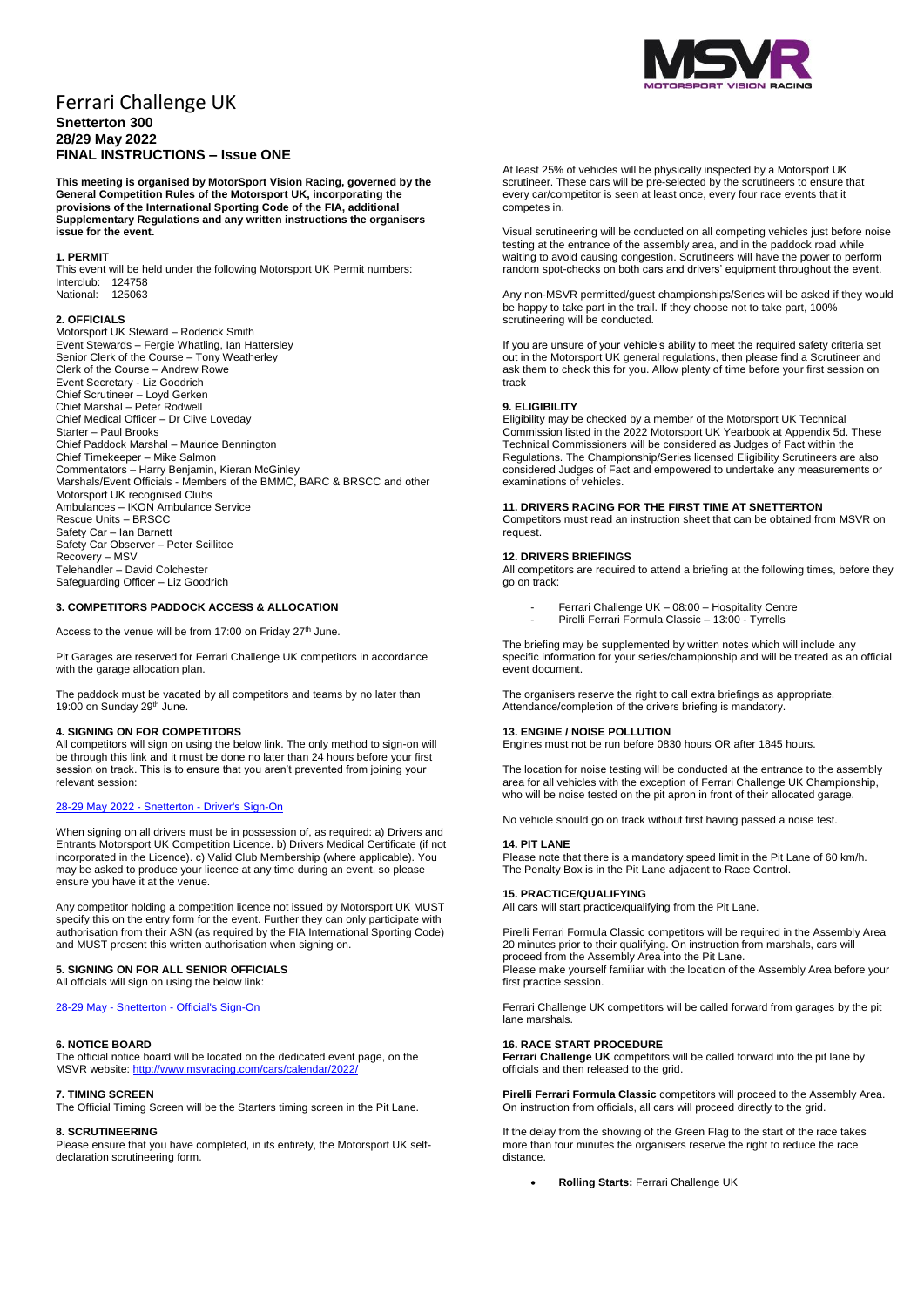# Ferrari Challenge UK

**Snetterton 300**
**28/29 May 2022**
**FINAL INSTRUCTIONS – Issue ONE**

**This meeting is organised by MotorSport Vision Racing, governed by the General Competition Rules of the Motorsport UK, incorporating the provisions of the International Sporting Code of the FIA, additional Supplementary Regulations and any written instructions the organisers issue for the event.**

### 1. PERMIT

This event will be held under the following Motorsport UK Permit numbers:
Interclub: 124758
National: 125063

### 2. OFFICIALS

Motorsport UK Steward – Roderick Smith
Event Stewards – Fergie Whatling, Ian Hattersley
Senior Clerk of the Course – Tony Weatherley
Clerk of the Course – Andrew Rowe
Event Secretary - Liz Goodrich
Chief Scrutineer – Loyd Gerken
Chief Marshal – Peter Rodwell
Chief Medical Officer – Dr Clive Loveday
Starter – Paul Brooks
Chief Paddock Marshal – Maurice Bennington
Chief Timekeeper – Mike Salmon
Commentators – Harry Benjamin, Kieran McGinley
Marshals/Event Officials - Members of the BMMC, BARC & BRSCC and other Motorsport UK recognised Clubs
Ambulances – IKON Ambulance Service
Rescue Units – BRSCC
Safety Car – Ian Barnett
Safety Car Observer – Peter Scillitoe
Recovery – MSV
Telehandler – David Colchester
Safeguarding Officer – Liz Goodrich

### 3. COMPETITORS PADDOCK ACCESS & ALLOCATION

Access to the venue will be from 17:00 on Friday 27th June.

Pit Garages are reserved for Ferrari Challenge UK competitors in accordance with the garage allocation plan.

The paddock must be vacated by all competitors and teams by no later than 19:00 on Sunday 29th June.

### 4. SIGNING ON FOR COMPETITORS

All competitors will sign on using the below link. The only method to sign-on will be through this link and it must be done no later than 24 hours before your first session on track. This is to ensure that you aren't prevented from joining your relevant session:

[28-29 May 2022 - Snetterton - Driver's Sign-On]

When signing on all drivers must be in possession of, as required: a) Drivers and Entrants Motorsport UK Competition Licence. b) Drivers Medical Certificate (if not incorporated in the Licence). c) Valid Club Membership (where applicable). You may be asked to produce your licence at any time during an event, so please ensure you have it at the venue.

Any competitor holding a competition licence not issued by Motorsport UK MUST specify this on the entry form for the event. Further they can only participate with authorisation from their ASN (as required by the FIA International Sporting Code) and MUST present this written authorisation when signing on.

### 5. SIGNING ON FOR ALL SENIOR OFFICIALS

All officials will sign on using the below link:

[28-29 May - Snetterton - Official's Sign-On]

### 6. NOTICE BOARD

The official notice board will be located on the dedicated event page, on the MSVR website: http://www.msvracing.com/cars/calendar/2022/

### 7. TIMING SCREEN

The Official Timing Screen will be the Starters timing screen in the Pit Lane.

### 8. SCRUTINEERING

Please ensure that you have completed, in its entirety, the Motorsport UK self-declaration scrutineering form.

At least 25% of vehicles will be physically inspected by a Motorsport UK scrutineer. These cars will be pre-selected by the scrutineers to ensure that every car/competitor is seen at least once, every four race events that it competes in.

Visual scrutineering will be conducted on all competing vehicles just before noise testing at the entrance of the assembly area, and in the paddock road while waiting to avoid causing congestion. Scrutineers will have the power to perform random spot-checks on both cars and drivers' equipment throughout the event.

Any non-MSVR permitted/guest championships/Series will be asked if they would be happy to take part in the trail. If they choose not to take part, 100% scrutineering will be conducted.

If you are unsure of your vehicle's ability to meet the required safety criteria set out in the Motorsport UK general regulations, then please find a Scrutineer and ask them to check this for you. Allow plenty of time before your first session on track

### 9. ELIGIBILITY

Eligibility may be checked by a member of the Motorsport UK Technical Commission listed in the 2022 Motorsport UK Yearbook at Appendix 5d. These Technical Commissioners will be considered as Judges of Fact within the Regulations. The Championship/Series licensed Eligibility Scrutineers are also considered Judges of Fact and empowered to undertake any measurements or examinations of vehicles.

### 11. DRIVERS RACING FOR THE FIRST TIME AT SNETTERTON

Competitors must read an instruction sheet that can be obtained from MSVR on request.

### 12. DRIVERS BRIEFINGS

All competitors are required to attend a briefing at the following times, before they go on track:

- Ferrari Challenge UK – 08:00 – Hospitality Centre
- Pirelli Ferrari Formula Classic – 13:00 - Tyrrells

The briefing may be supplemented by written notes which will include any specific information for your series/championship and will be treated as an official event document.

The organisers reserve the right to call extra briefings as appropriate. Attendance/completion of the drivers briefing is mandatory.

### 13. ENGINE / NOISE POLLUTION

Engines must not be run before 0830 hours OR after 1845 hours.

The location for noise testing will be conducted at the entrance to the assembly area for all vehicles with the exception of Ferrari Challenge UK Championship, who will be noise tested on the pit apron in front of their allocated garage.

No vehicle should go on track without first having passed a noise test.

### 14. PIT LANE

Please note that there is a mandatory speed limit in the Pit Lane of 60 km/h. The Penalty Box is in the Pit Lane adjacent to Race Control.

### 15. PRACTICE/QUALIFYING

All cars will start practice/qualifying from the Pit Lane.

Pirelli Ferrari Formula Classic competitors will be required in the Assembly Area 20 minutes prior to their qualifying. On instruction from marshals, cars will proceed from the Assembly Area into the Pit Lane.
Please make yourself familiar with the location of the Assembly Area before your first practice session.

Ferrari Challenge UK competitors will be called forward from garages by the pit lane marshals.

### 16. RACE START PROCEDURE

**Ferrari Challenge UK** competitors will be called forward into the pit lane by officials and then released to the grid.

**Pirelli Ferrari Formula Classic** competitors will proceed to the Assembly Area. On instruction from officials, all cars will proceed directly to the grid.

If the delay from the showing of the Green Flag to the start of the race takes more than four minutes the organisers reserve the right to reduce the race distance.

- **Rolling Starts:** Ferrari Challenge UK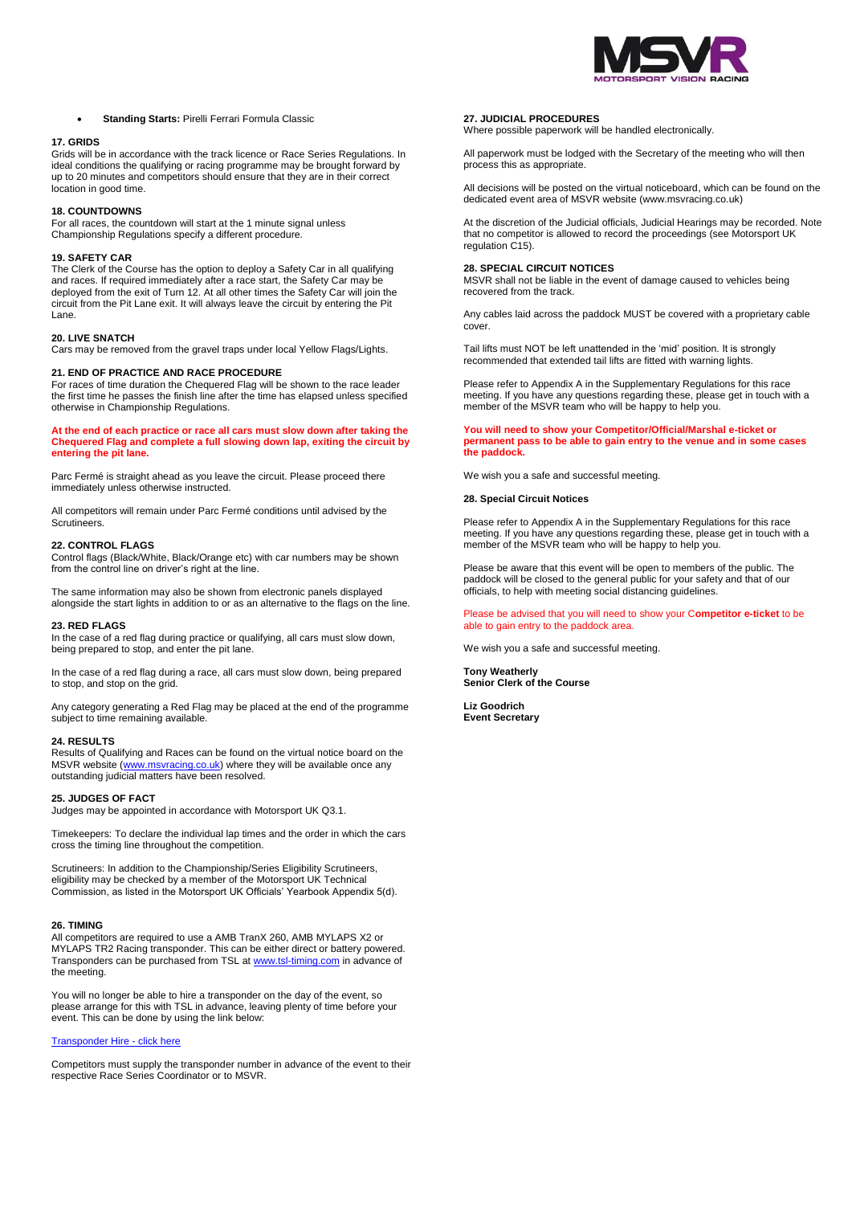- **Standing Starts:** Pirelli Ferrari Formula Classic

**17. GRIDS**
Grids will be in accordance with the track licence or Race Series Regulations. In ideal conditions the qualifying or racing programme may be brought forward by up to 20 minutes and competitors should ensure that they are in their correct location in good time.

**18. COUNTDOWNS**
For all races, the countdown will start at the 1 minute signal unless Championship Regulations specify a different procedure.

**19. SAFETY CAR**
The Clerk of the Course has the option to deploy a Safety Car in all qualifying and races. If required immediately after a race start, the Safety Car may be deployed from the exit of Turn 12. At all other times the Safety Car will join the circuit from the Pit Lane exit. It will always leave the circuit by entering the Pit Lane.

**20. LIVE SNATCH**
Cars may be removed from the gravel traps under local Yellow Flags/Lights.

**21. END OF PRACTICE AND RACE PROCEDURE**
For races of time duration the Chequered Flag will be shown to the race leader the first time he passes the finish line after the time has elapsed unless specified otherwise in Championship Regulations.

**At the end of each practice or race all cars must slow down after taking the Chequered Flag and complete a full slowing down lap, exiting the circuit by entering the pit lane.**

Parc Fermé is straight ahead as you leave the circuit. Please proceed there immediately unless otherwise instructed.

All competitors will remain under Parc Fermé conditions until advised by the Scrutineers.

**22. CONTROL FLAGS**
Control flags (Black/White, Black/Orange etc) with car numbers may be shown from the control line on driver's right at the line.

The same information may also be shown from electronic panels displayed alongside the start lights in addition to or as an alternative to the flags on the line.

**23. RED FLAGS**
In the case of a red flag during practice or qualifying, all cars must slow down, being prepared to stop, and enter the pit lane.

In the case of a red flag during a race, all cars must slow down, being prepared to stop, and stop on the grid.

Any category generating a Red Flag may be placed at the end of the programme subject to time remaining available.

**24. RESULTS**
Results of Qualifying and Races can be found on the virtual notice board on the MSVR website (www.msvracing.co.uk) where they will be available once any outstanding judicial matters have been resolved.

**25. JUDGES OF FACT**
Judges may be appointed in accordance with Motorsport UK Q3.1.

Timekeepers: To declare the individual lap times and the order in which the cars cross the timing line throughout the competition.

Scrutineers: In addition to the Championship/Series Eligibility Scrutineers, eligibility may be checked by a member of the Motorsport UK Technical Commission, as listed in the Motorsport UK Officials' Yearbook Appendix 5(d).

**26. TIMING**
All competitors are required to use a AMB TranX 260, AMB MYLAPS X2 or MYLAPS TR2 Racing transponder. This can be either direct or battery powered. Transponders can be purchased from TSL at www.tsl-timing.com in advance of the meeting.

You will no longer be able to hire a transponder on the day of the event, so please arrange for this with TSL in advance, leaving plenty of time before your event. This can be done by using the link below:

Transponder Hire - click here

Competitors must supply the transponder number in advance of the event to their respective Race Series Coordinator or to MSVR.

**27. JUDICIAL PROCEDURES**
Where possible paperwork will be handled electronically.

All paperwork must be lodged with the Secretary of the meeting who will then process this as appropriate.

All decisions will be posted on the virtual noticeboard, which can be found on the dedicated event area of MSVR website (www.msvracing.co.uk)

At the discretion of the Judicial officials, Judicial Hearings may be recorded. Note that no competitor is allowed to record the proceedings (see Motorsport UK regulation C15).

**28. SPECIAL CIRCUIT NOTICES**
MSVR shall not be liable in the event of damage caused to vehicles being recovered from the track.

Any cables laid across the paddock MUST be covered with a proprietary cable cover.

Tail lifts must NOT be left unattended in the 'mid' position. It is strongly recommended that extended tail lifts are fitted with warning lights.

Please refer to Appendix A in the Supplementary Regulations for this race meeting. If you have any questions regarding these, please get in touch with a member of the MSVR team who will be happy to help you.

**You will need to show your Competitor/Official/Marshal e-ticket or permanent pass to be able to gain entry to the venue and in some cases the paddock.**

We wish you a safe and successful meeting.

**28. Special Circuit Notices**

Please refer to Appendix A in the Supplementary Regulations for this race meeting. If you have any questions regarding these, please get in touch with a member of the MSVR team who will be happy to help you.

Please be aware that this event will be open to members of the public. The paddock will be closed to the general public for your safety and that of our officials, to help with meeting social distancing guidelines.

Please be advised that you will need to show your C**ompetitor e-ticket** to be able to gain entry to the paddock area.

We wish you a safe and successful meeting.

**Tony Weatherly**
**Senior Clerk of the Course**

**Liz Goodrich**
**Event Secretary**